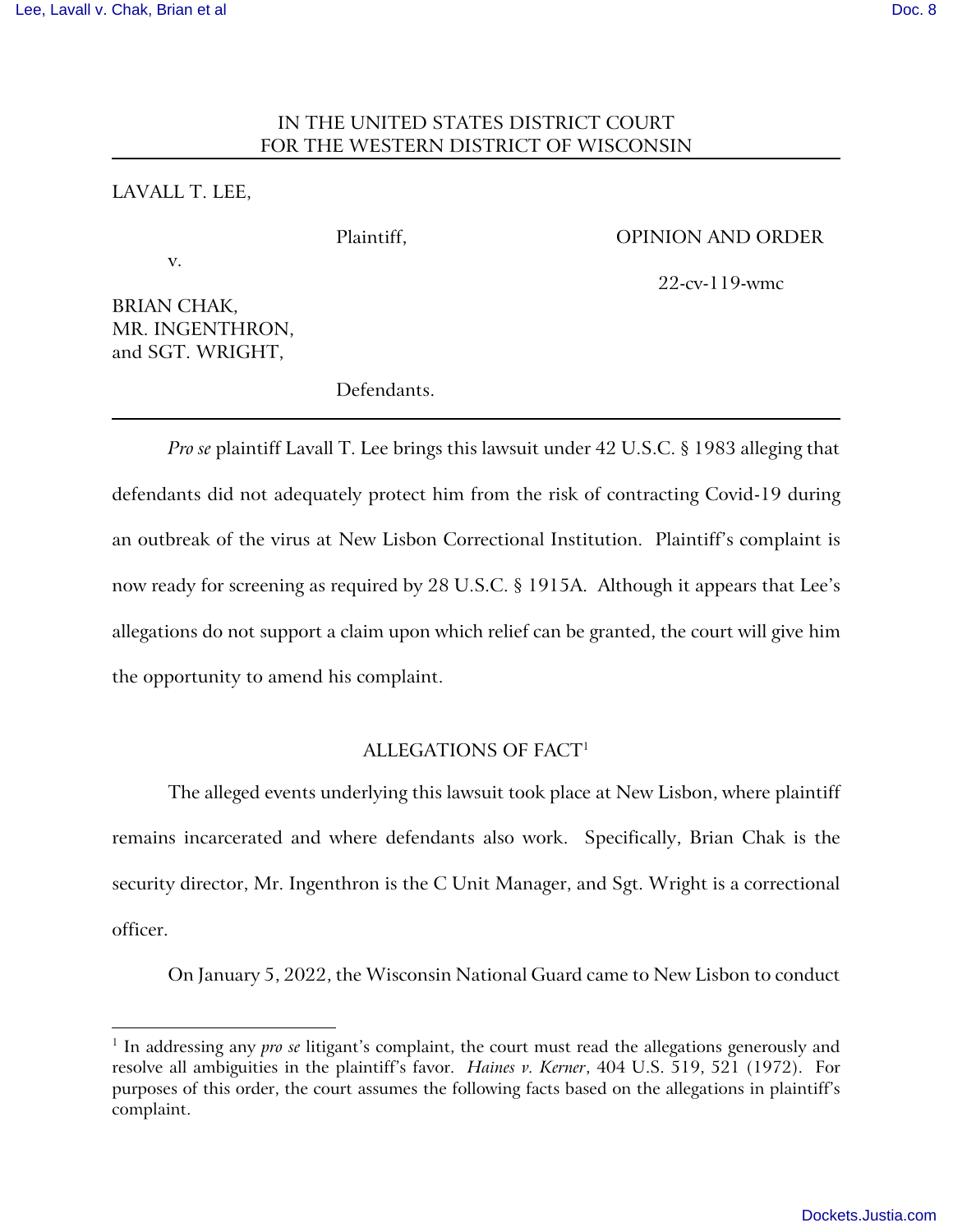IN THE UNITED STATES DISTRICT COURT
FOR THE WESTERN DISTRICT OF WISCONSIN

LAVALL T. LEE,

Plaintiff,

v.

BRIAN CHAK,
MR. INGENTHRON,
and SGT. WRIGHT,

Defendants.

OPINION AND ORDER

22-cv-119-wmc

*Pro se* plaintiff Lavall T. Lee brings this lawsuit under 42 U.S.C. § 1983 alleging that defendants did not adequately protect him from the risk of contracting Covid-19 during an outbreak of the virus at New Lisbon Correctional Institution. Plaintiff's complaint is now ready for screening as required by 28 U.S.C. § 1915A. Although it appears that Lee's allegations do not support a claim upon which relief can be granted, the court will give him the opportunity to amend his complaint.

## ALLEGATIONS OF FACT[1]

The alleged events underlying this lawsuit took place at New Lisbon, where plaintiff remains incarcerated and where defendants also work. Specifically, Brian Chak is the security director, Mr. Ingenthron is the C Unit Manager, and Sgt. Wright is a correctional officer.

On January 5, 2022, the Wisconsin National Guard came to New Lisbon to conduct

[1] In addressing any *pro se* litigant's complaint, the court must read the allegations generously and resolve all ambiguities in the plaintiff's favor. *Haines v. Kerner*, 404 U.S. 519, 521 (1972). For purposes of this order, the court assumes the following facts based on the allegations in plaintiff's complaint.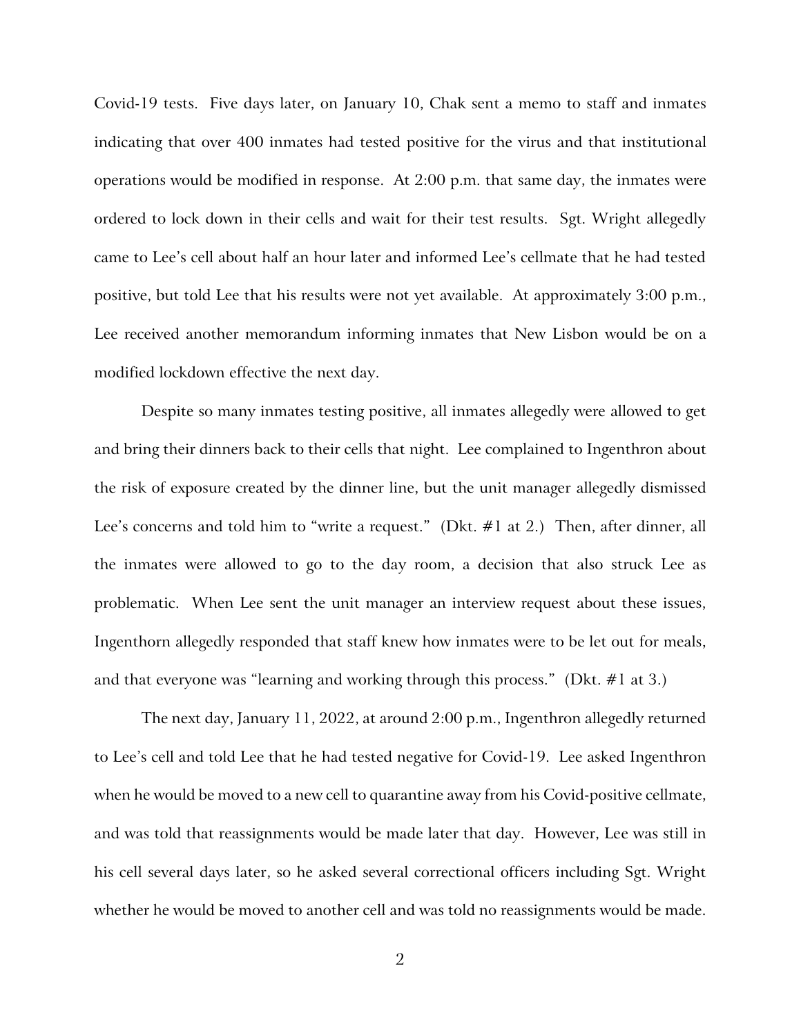Covid-19 tests. Five days later, on January 10, Chak sent a memo to staff and inmates indicating that over 400 inmates had tested positive for the virus and that institutional operations would be modified in response. At 2:00 p.m. that same day, the inmates were ordered to lock down in their cells and wait for their test results. Sgt. Wright allegedly came to Lee's cell about half an hour later and informed Lee's cellmate that he had tested positive, but told Lee that his results were not yet available. At approximately 3:00 p.m., Lee received another memorandum informing inmates that New Lisbon would be on a modified lockdown effective the next day.

Despite so many inmates testing positive, all inmates allegedly were allowed to get and bring their dinners back to their cells that night. Lee complained to Ingenthron about the risk of exposure created by the dinner line, but the unit manager allegedly dismissed Lee's concerns and told him to "write a request." (Dkt. #1 at 2.) Then, after dinner, all the inmates were allowed to go to the day room, a decision that also struck Lee as problematic. When Lee sent the unit manager an interview request about these issues, Ingenthorn allegedly responded that staff knew how inmates were to be let out for meals, and that everyone was "learning and working through this process." (Dkt. #1 at 3.)

The next day, January 11, 2022, at around 2:00 p.m., Ingenthron allegedly returned to Lee's cell and told Lee that he had tested negative for Covid-19. Lee asked Ingenthron when he would be moved to a new cell to quarantine away from his Covid-positive cellmate, and was told that reassignments would be made later that day. However, Lee was still in his cell several days later, so he asked several correctional officers including Sgt. Wright whether he would be moved to another cell and was told no reassignments would be made.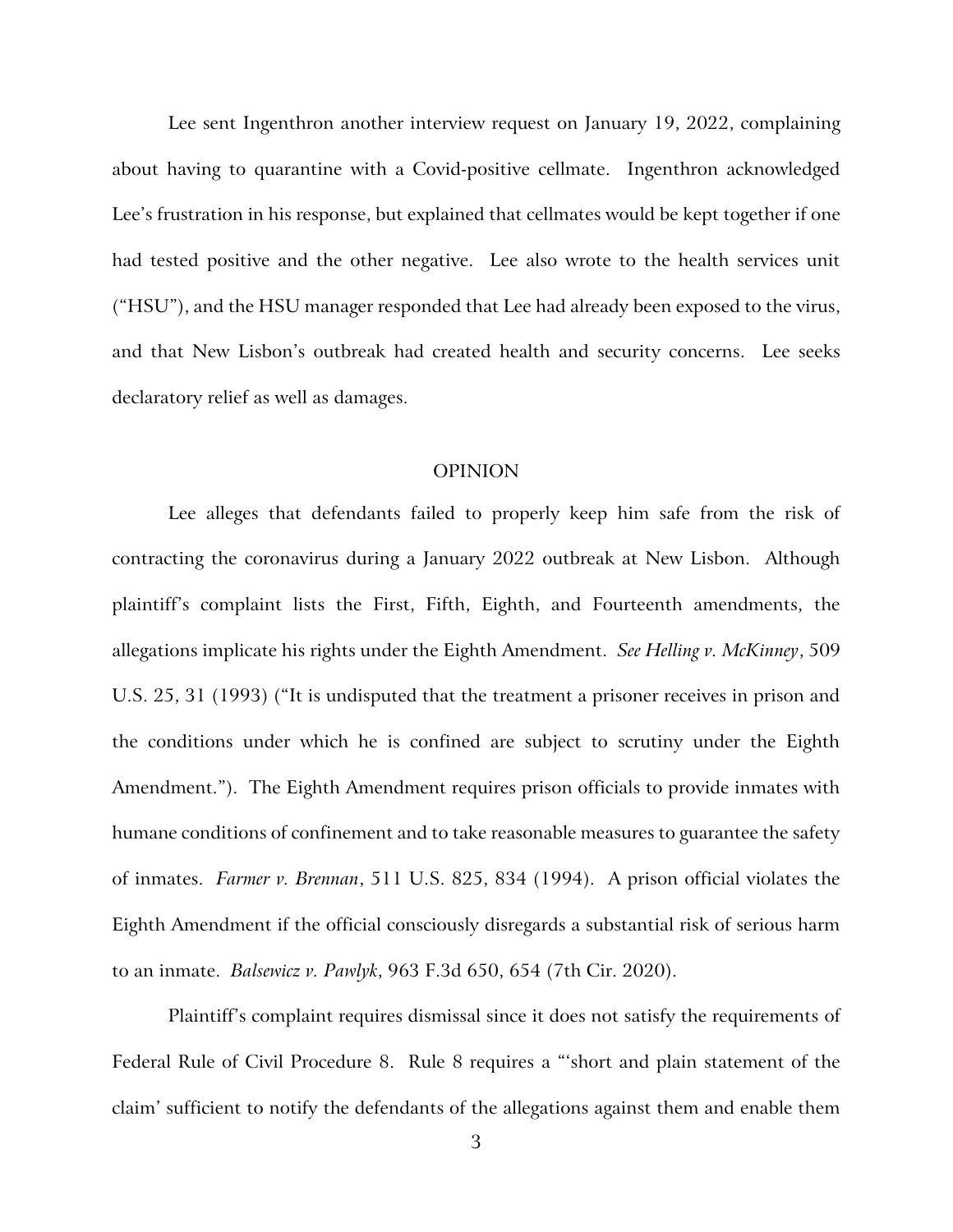Lee sent Ingenthron another interview request on January 19, 2022, complaining about having to quarantine with a Covid-positive cellmate. Ingenthron acknowledged Lee's frustration in his response, but explained that cellmates would be kept together if one had tested positive and the other negative. Lee also wrote to the health services unit ("HSU"), and the HSU manager responded that Lee had already been exposed to the virus, and that New Lisbon's outbreak had created health and security concerns. Lee seeks declaratory relief as well as damages.

## OPINION

Lee alleges that defendants failed to properly keep him safe from the risk of contracting the coronavirus during a January 2022 outbreak at New Lisbon. Although plaintiff's complaint lists the First, Fifth, Eighth, and Fourteenth amendments, the allegations implicate his rights under the Eighth Amendment. *See Helling v. McKinney*, 509 U.S. 25, 31 (1993) ("It is undisputed that the treatment a prisoner receives in prison and the conditions under which he is confined are subject to scrutiny under the Eighth Amendment."). The Eighth Amendment requires prison officials to provide inmates with humane conditions of confinement and to take reasonable measures to guarantee the safety of inmates. *Farmer v. Brennan*, 511 U.S. 825, 834 (1994). A prison official violates the Eighth Amendment if the official consciously disregards a substantial risk of serious harm to an inmate. *Balsewicz v. Pawlyk*, 963 F.3d 650, 654 (7th Cir. 2020).

Plaintiff's complaint requires dismissal since it does not satisfy the requirements of Federal Rule of Civil Procedure 8. Rule 8 requires a "'short and plain statement of the claim' sufficient to notify the defendants of the allegations against them and enable them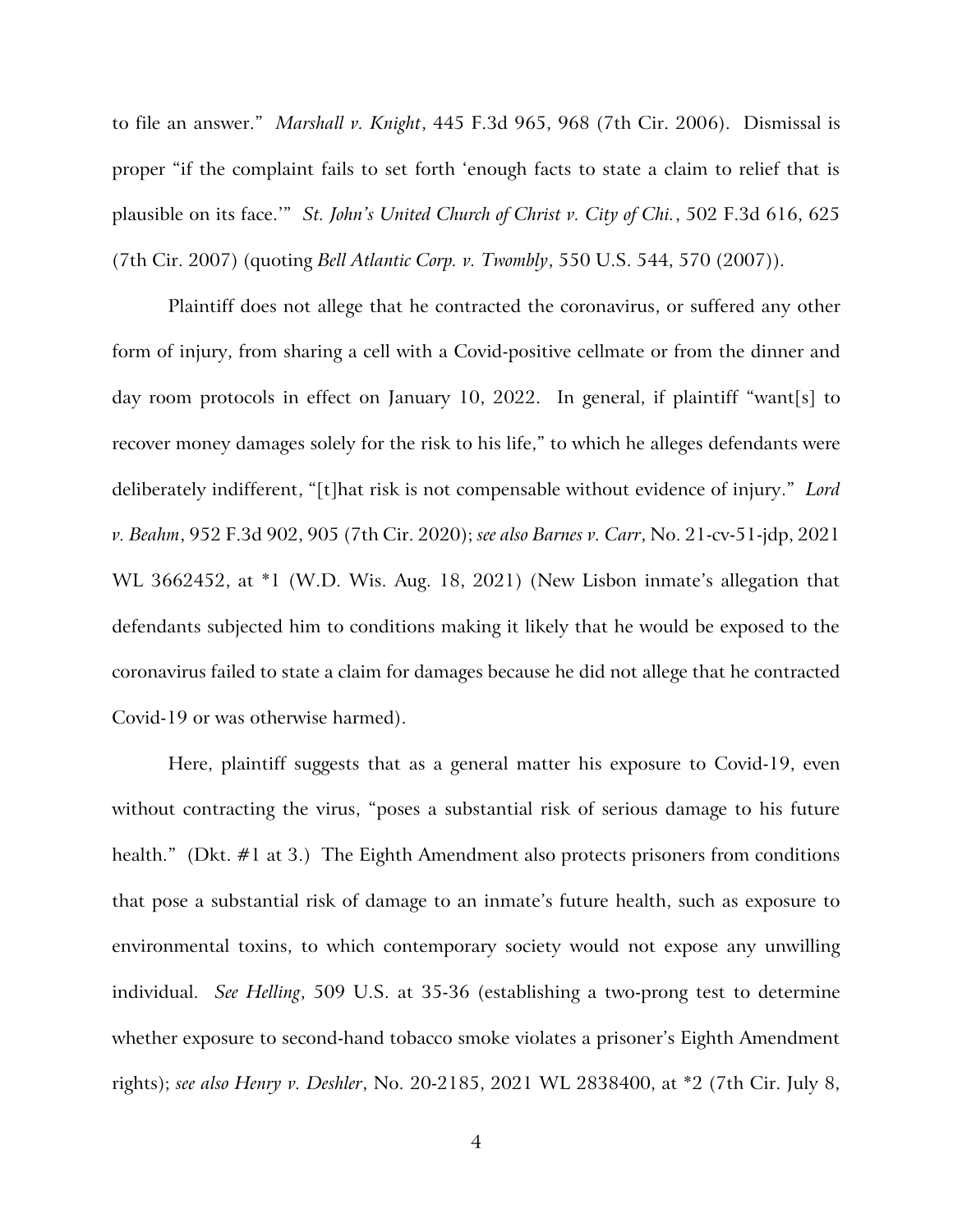to file an answer." *Marshall v. Knight*, 445 F.3d 965, 968 (7th Cir. 2006). Dismissal is proper "if the complaint fails to set forth 'enough facts to state a claim to relief that is plausible on its face.'" *St. John's United Church of Christ v. City of Chi.*, 502 F.3d 616, 625 (7th Cir. 2007) (quoting *Bell Atlantic Corp. v. Twombly*, 550 U.S. 544, 570 (2007)).

Plaintiff does not allege that he contracted the coronavirus, or suffered any other form of injury, from sharing a cell with a Covid-positive cellmate or from the dinner and day room protocols in effect on January 10, 2022. In general, if plaintiff "want[s] to recover money damages solely for the risk to his life," to which he alleges defendants were deliberately indifferent, "[t]hat risk is not compensable without evidence of injury." *Lord v. Beahm*, 952 F.3d 902, 905 (7th Cir. 2020); *see also Barnes v. Carr*, No. 21-cv-51-jdp, 2021 WL 3662452, at *1 (W.D. Wis. Aug. 18, 2021) (New Lisbon inmate's allegation that defendants subjected him to conditions making it likely that he would be exposed to the coronavirus failed to state a claim for damages because he did not allege that he contracted Covid-19 or was otherwise harmed).

Here, plaintiff suggests that as a general matter his exposure to Covid-19, even without contracting the virus, "poses a substantial risk of serious damage to his future health." (Dkt. #1 at 3.) The Eighth Amendment also protects prisoners from conditions that pose a substantial risk of damage to an inmate's future health, such as exposure to environmental toxins, to which contemporary society would not expose any unwilling individual. *See Helling*, 509 U.S. at 35-36 (establishing a two-prong test to determine whether exposure to second-hand tobacco smoke violates a prisoner's Eighth Amendment rights); *see also Henry v. Deshler*, No. 20-2185, 2021 WL 2838400, at *2 (7th Cir. July 8,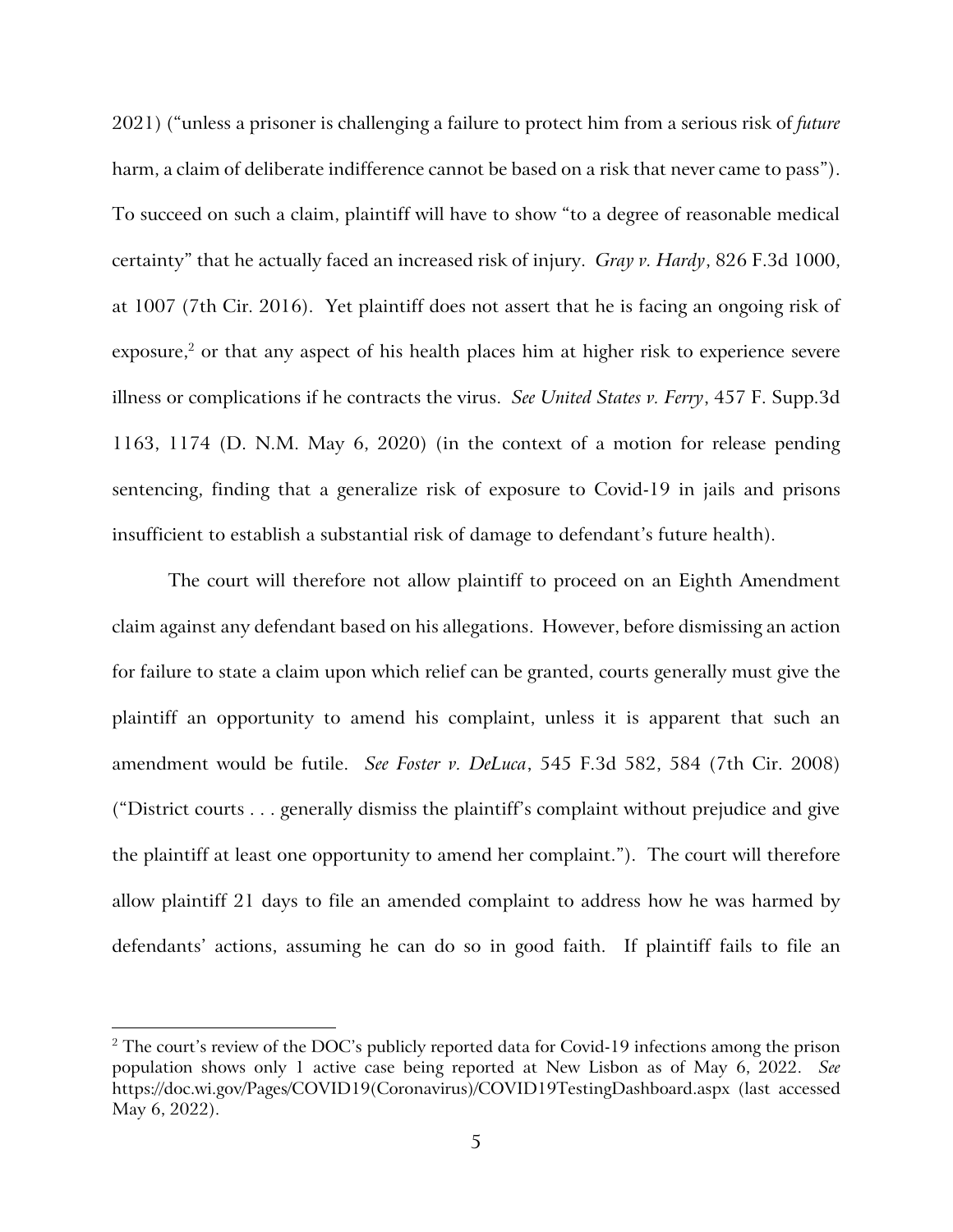2021) ("unless a prisoner is challenging a failure to protect him from a serious risk of *future* harm, a claim of deliberate indifference cannot be based on a risk that never came to pass"). To succeed on such a claim, plaintiff will have to show "to a degree of reasonable medical certainty" that he actually faced an increased risk of injury. *Gray v. Hardy*, 826 F.3d 1000, at 1007 (7th Cir. 2016). Yet plaintiff does not assert that he is facing an ongoing risk of exposure,[2] or that any aspect of his health places him at higher risk to experience severe illness or complications if he contracts the virus. *See United States v. Ferry*, 457 F. Supp.3d 1163, 1174 (D. N.M. May 6, 2020) (in the context of a motion for release pending sentencing, finding that a generalize risk of exposure to Covid-19 in jails and prisons insufficient to establish a substantial risk of damage to defendant's future health).

The court will therefore not allow plaintiff to proceed on an Eighth Amendment claim against any defendant based on his allegations. However, before dismissing an action for failure to state a claim upon which relief can be granted, courts generally must give the plaintiff an opportunity to amend his complaint, unless it is apparent that such an amendment would be futile. *See Foster v. DeLuca*, 545 F.3d 582, 584 (7th Cir. 2008) ("District courts . . . generally dismiss the plaintiff's complaint without prejudice and give the plaintiff at least one opportunity to amend her complaint."). The court will therefore allow plaintiff 21 days to file an amended complaint to address how he was harmed by defendants' actions, assuming he can do so in good faith. If plaintiff fails to file an

---

[2] The court's review of the DOC's publicly reported data for Covid-19 infections among the prison population shows only 1 active case being reported at New Lisbon as of May 6, 2022. *See* https://doc.wi.gov/Pages/COVID19(Coronavirus)/COVID19TestingDashboard.aspx (last accessed May 6, 2022).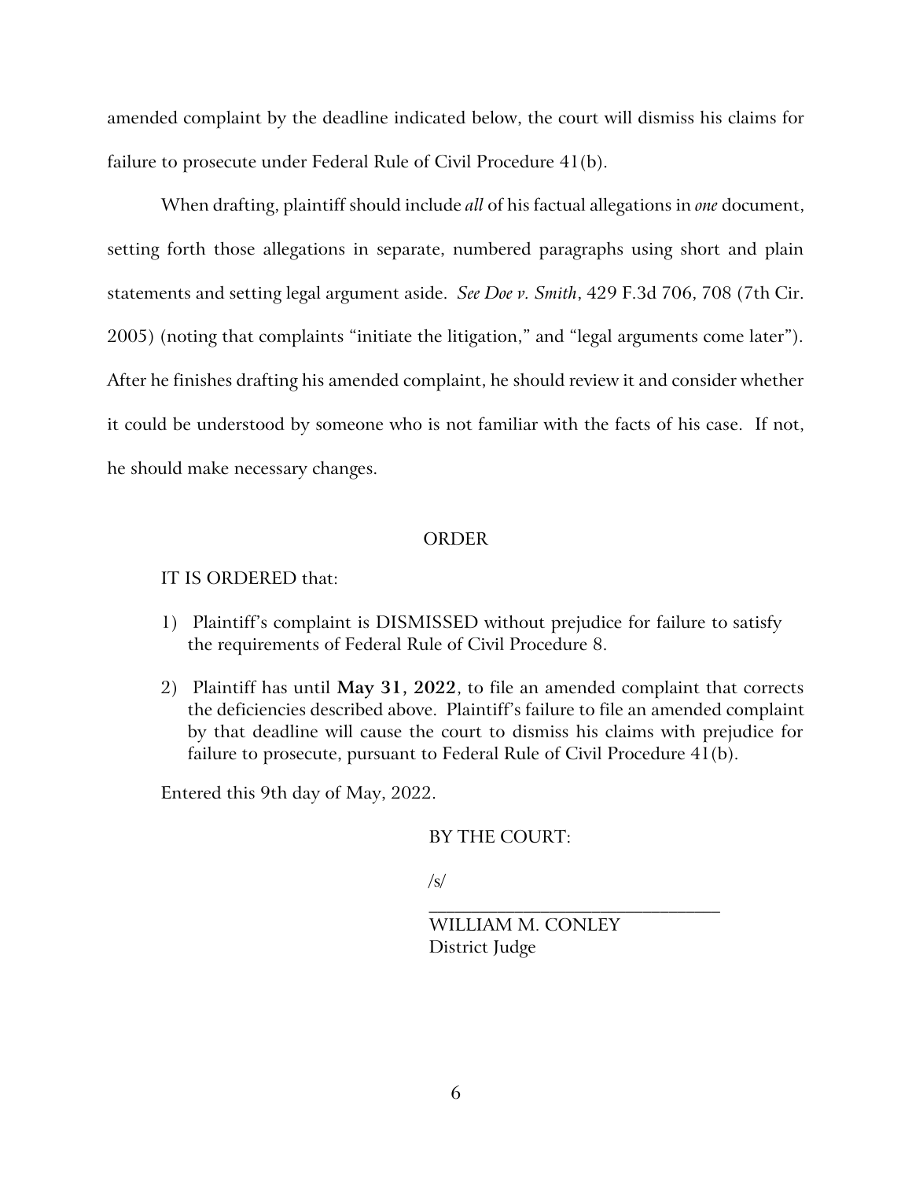amended complaint by the deadline indicated below, the court will dismiss his claims for failure to prosecute under Federal Rule of Civil Procedure 41(b).

When drafting, plaintiff should include *all* of his factual allegations in *one* document, setting forth those allegations in separate, numbered paragraphs using short and plain statements and setting legal argument aside. *See Doe v. Smith*, 429 F.3d 706, 708 (7th Cir. 2005) (noting that complaints "initiate the litigation," and "legal arguments come later"). After he finishes drafting his amended complaint, he should review it and consider whether it could be understood by someone who is not familiar with the facts of his case. If not, he should make necessary changes.

## ORDER

IT IS ORDERED that:

1) Plaintiff's complaint is DISMISSED without prejudice for failure to satisfy the requirements of Federal Rule of Civil Procedure 8.

2) Plaintiff has until **May 31, 2022**, to file an amended complaint that corrects the deficiencies described above. Plaintiff's failure to file an amended complaint by that deadline will cause the court to dismiss his claims with prejudice for failure to prosecute, pursuant to Federal Rule of Civil Procedure 41(b).

Entered this 9th day of May, 2022.

BY THE COURT:

/s/

________________________________

WILLIAM M. CONLEY
District Judge